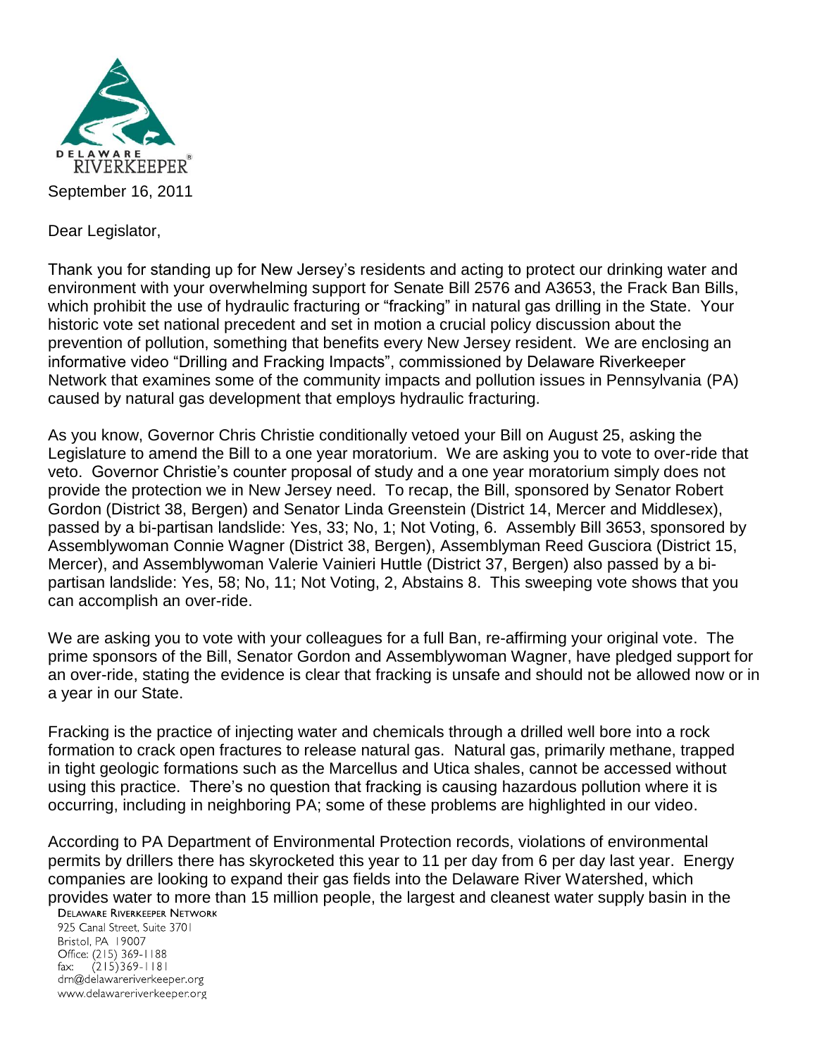DELAWARE RIVERKEEPER®

September 16, 2011

Dear Legislator,

Thank you for standing up for New Jersey's residents and acting to protect our drinking water and environment with your overwhelming support for Senate Bill 2576 and A3653, the Frack Ban Bills, which prohibit the use of hydraulic fracturing or "fracking" in natural gas drilling in the State. Your historic vote set national precedent and set in motion a crucial policy discussion about the prevention of pollution, something that benefits every New Jersey resident. We are enclosing an informative video "Drilling and Fracking Impacts", commissioned by Delaware Riverkeeper Network that examines some of the community impacts and pollution issues in Pennsylvania (PA) caused by natural gas development that employs hydraulic fracturing.

As you know, Governor Chris Christie conditionally vetoed your Bill on August 25, asking the Legislature to amend the Bill to a one year moratorium. We are asking you to vote to over-ride that veto. Governor Christie's counter proposal of study and a one year moratorium simply does not provide the protection we in New Jersey need. To recap, the Bill, sponsored by Senator Robert Gordon (District 38, Bergen) and Senator Linda Greenstein (District 14, Mercer and Middlesex), passed by a bi-partisan landslide: Yes, 33; No, 1; Not Voting, 6. Assembly Bill 3653, sponsored by Assemblywoman Connie Wagner (District 38, Bergen), Assemblyman Reed Gusciora (District 15, Mercer), and Assemblywoman Valerie Vainieri Huttle (District 37, Bergen) also passed by a bi-partisan landslide: Yes, 58; No, 11; Not Voting, 2, Abstains 8. This sweeping vote shows that you can accomplish an over-ride.

We are asking you to vote with your colleagues for a full Ban, re-affirming your original vote. The prime sponsors of the Bill, Senator Gordon and Assemblywoman Wagner, have pledged support for an over-ride, stating the evidence is clear that fracking is unsafe and should not be allowed now or in a year in our State.

Fracking is the practice of injecting water and chemicals through a drilled well bore into a rock formation to crack open fractures to release natural gas. Natural gas, primarily methane, trapped in tight geologic formations such as the Marcellus and Utica shales, cannot be accessed without using this practice. There's no question that fracking is causing hazardous pollution where it is occurring, including in neighboring PA; some of these problems are highlighted in our video.

According to PA Department of Environmental Protection records, violations of environmental permits by drillers there has skyrocketed this year to 11 per day from 6 per day last year. Energy companies are looking to expand their gas fields into the Delaware River Watershed, which provides water to more than 15 million people, the largest and cleanest water supply basin in the

DELAWARE RIVERKEEPER NETWORK
925 Canal Street, Suite 3701
Bristol, PA 19007
Office: (215) 369-1188
fax: (215)369-1181
drn@delawareriverkeeper.org
www.delawareriverkeeper.org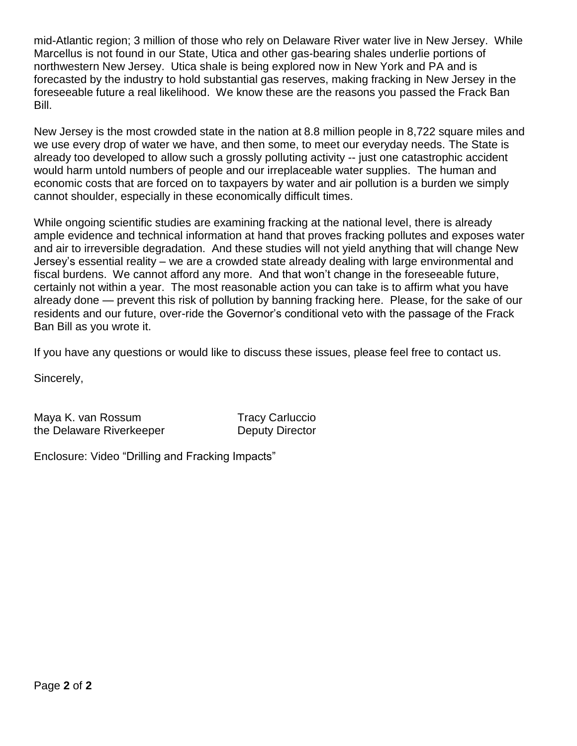mid-Atlantic region; 3 million of those who rely on Delaware River water live in New Jersey. While Marcellus is not found in our State, Utica and other gas-bearing shales underlie portions of northwestern New Jersey. Utica shale is being explored now in New York and PA and is forecasted by the industry to hold substantial gas reserves, making fracking in New Jersey in the foreseeable future a real likelihood. We know these are the reasons you passed the Frack Ban Bill.

New Jersey is the most crowded state in the nation at 8.8 million people in 8,722 square miles and we use every drop of water we have, and then some, to meet our everyday needs. The State is already too developed to allow such a grossly polluting activity -- just one catastrophic accident would harm untold numbers of people and our irreplaceable water supplies. The human and economic costs that are forced on to taxpayers by water and air pollution is a burden we simply cannot shoulder, especially in these economically difficult times.

While ongoing scientific studies are examining fracking at the national level, there is already ample evidence and technical information at hand that proves fracking pollutes and exposes water and air to irreversible degradation. And these studies will not yield anything that will change New Jersey's essential reality – we are a crowded state already dealing with large environmental and fiscal burdens. We cannot afford any more. And that won't change in the foreseeable future, certainly not within a year. The most reasonable action you can take is to affirm what you have already done — prevent this risk of pollution by banning fracking here. Please, for the sake of our residents and our future, over-ride the Governor's conditional veto with the passage of the Frack Ban Bill as you wrote it.

If you have any questions or would like to discuss these issues, please feel free to contact us.

Sincerely,

| | |
|---|---|
| Maya K. van Rossum | Tracy Carluccio |
| the Delaware Riverkeeper | Deputy Director |

Enclosure: Video "Drilling and Fracking Impacts"